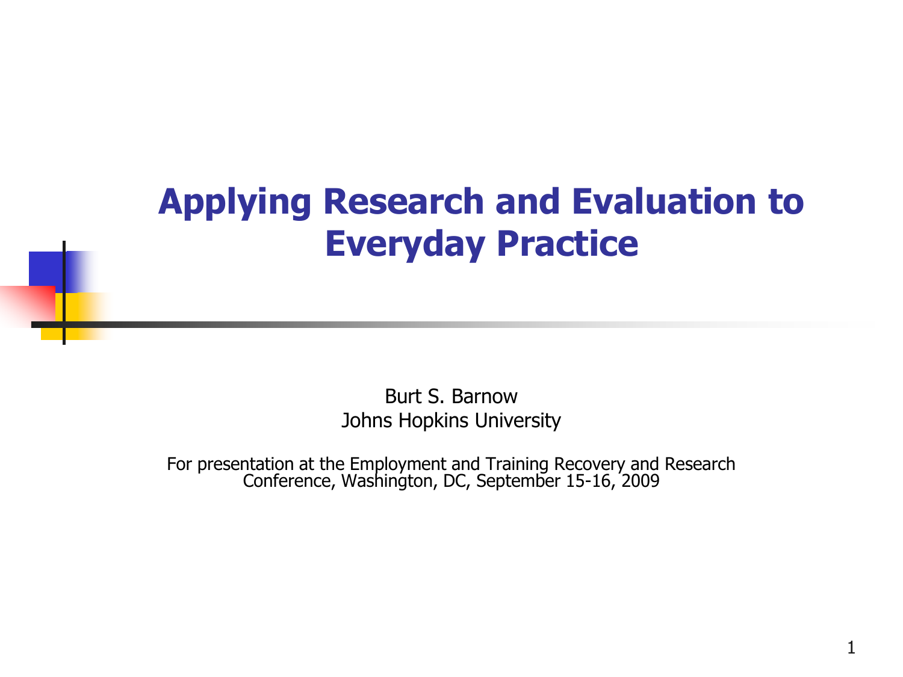# Applying Research and Evaluation to Everyday Practice

Burt S. Barnow
Johns Hopkins University

For presentation at the Employment and Training Recovery and Research Conference, Washington, DC, September 15-16, 2009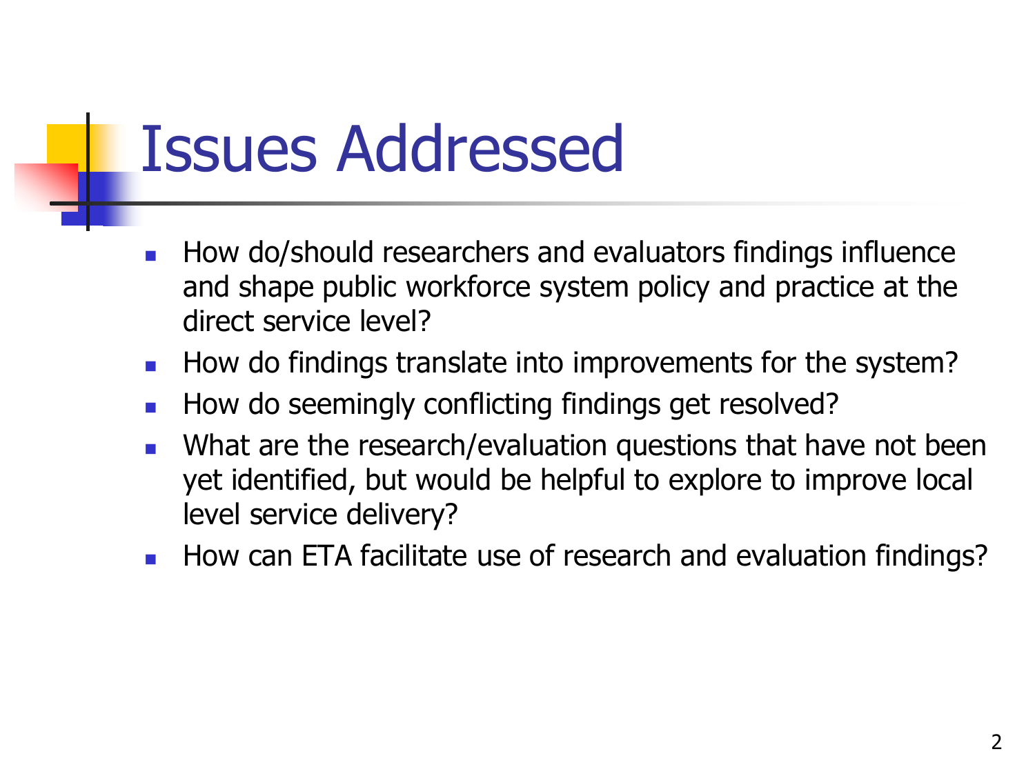# Issues Addressed

- How do/should researchers and evaluators findings influence and shape public workforce system policy and practice at the direct service level?
- How do findings translate into improvements for the system?
- How do seemingly conflicting findings get resolved?
- What are the research/evaluation questions that have not been yet identified, but would be helpful to explore to improve local level service delivery?
- How can ETA facilitate use of research and evaluation findings?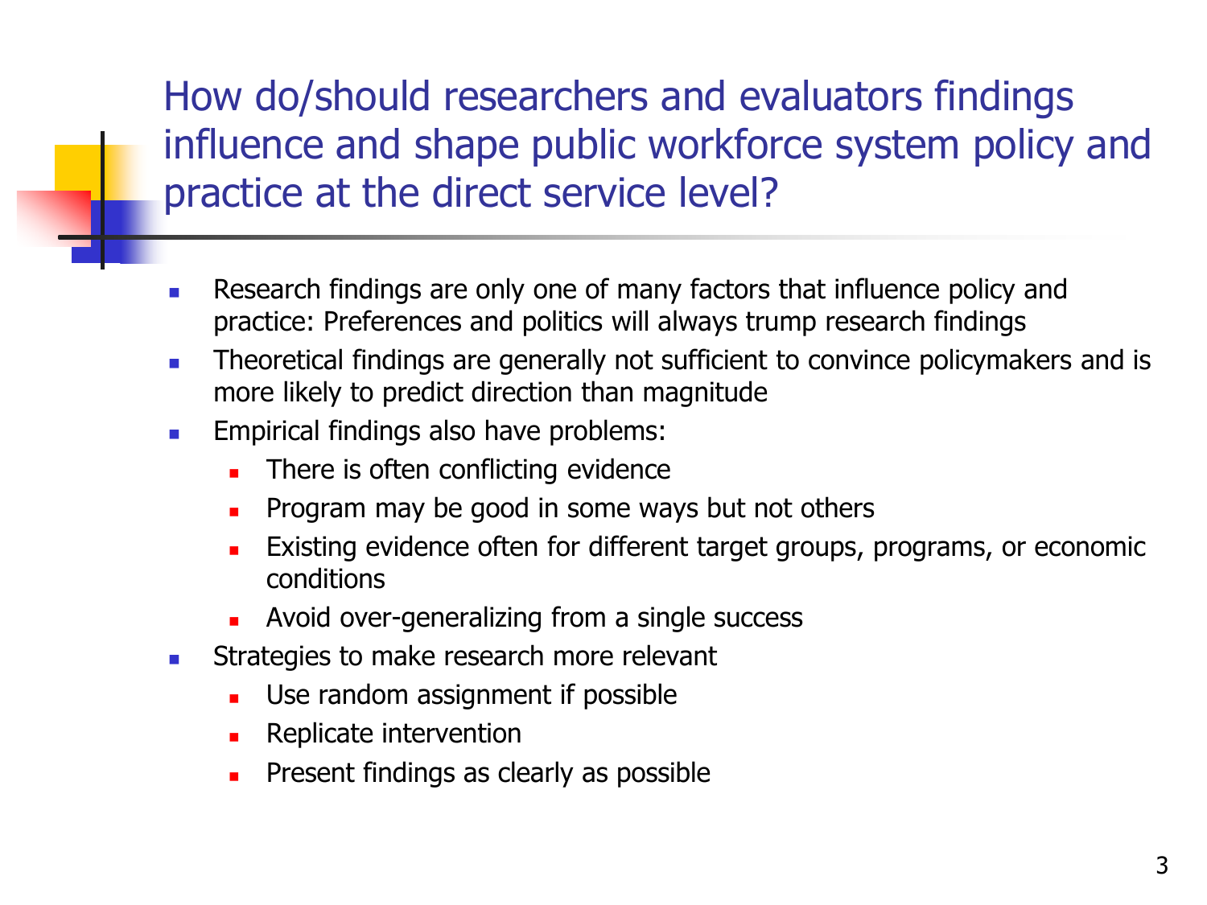## How do/should researchers and evaluators findings influence and shape public workforce system policy and practice at the direct service level?

- Research findings are only one of many factors that influence policy and practice: Preferences and politics will always trump research findings
- Theoretical findings are generally not sufficient to convince policymakers and is more likely to predict direction than magnitude
- Empirical findings also have problems:
  - There is often conflicting evidence
  - Program may be good in some ways but not others
  - Existing evidence often for different target groups, programs, or economic conditions
  - Avoid over-generalizing from a single success
- Strategies to make research more relevant
  - Use random assignment if possible
  - Replicate intervention
  - Present findings as clearly as possible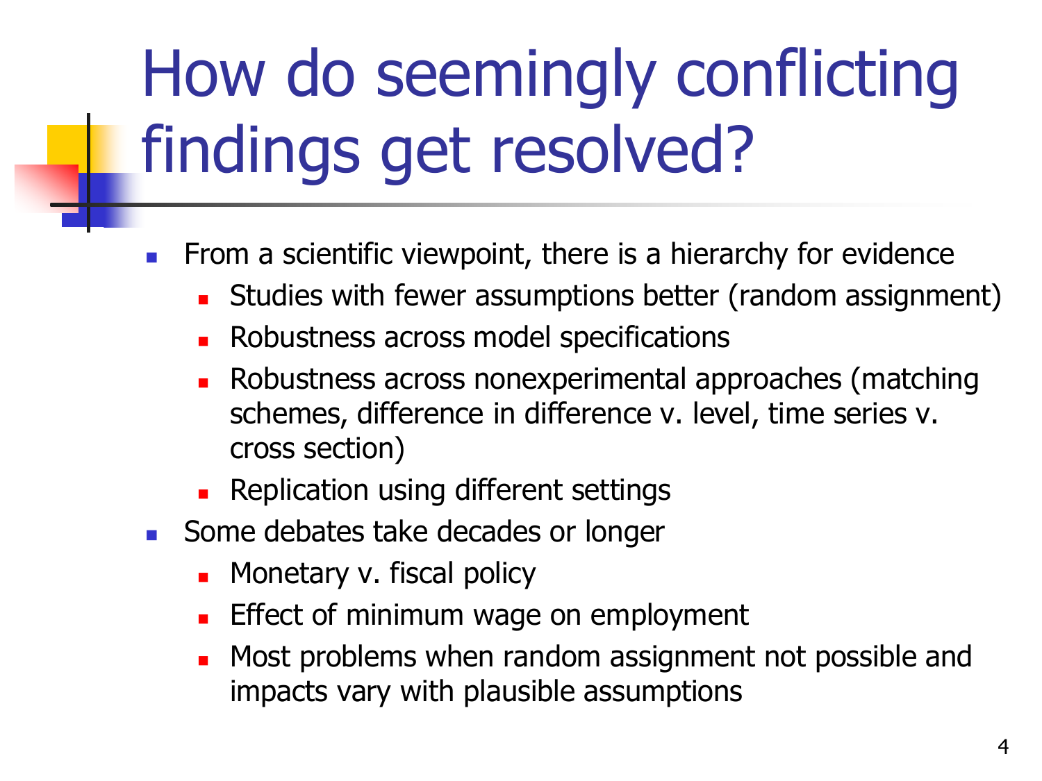# How do seemingly conflicting findings get resolved?

- From a scientific viewpoint, there is a hierarchy for evidence
  - Studies with fewer assumptions better (random assignment)
  - Robustness across model specifications
  - Robustness across nonexperimental approaches (matching schemes, difference in difference v. level, time series v. cross section)
  - Replication using different settings
- Some debates take decades or longer
  - Monetary v. fiscal policy
  - Effect of minimum wage on employment
  - Most problems when random assignment not possible and impacts vary with plausible assumptions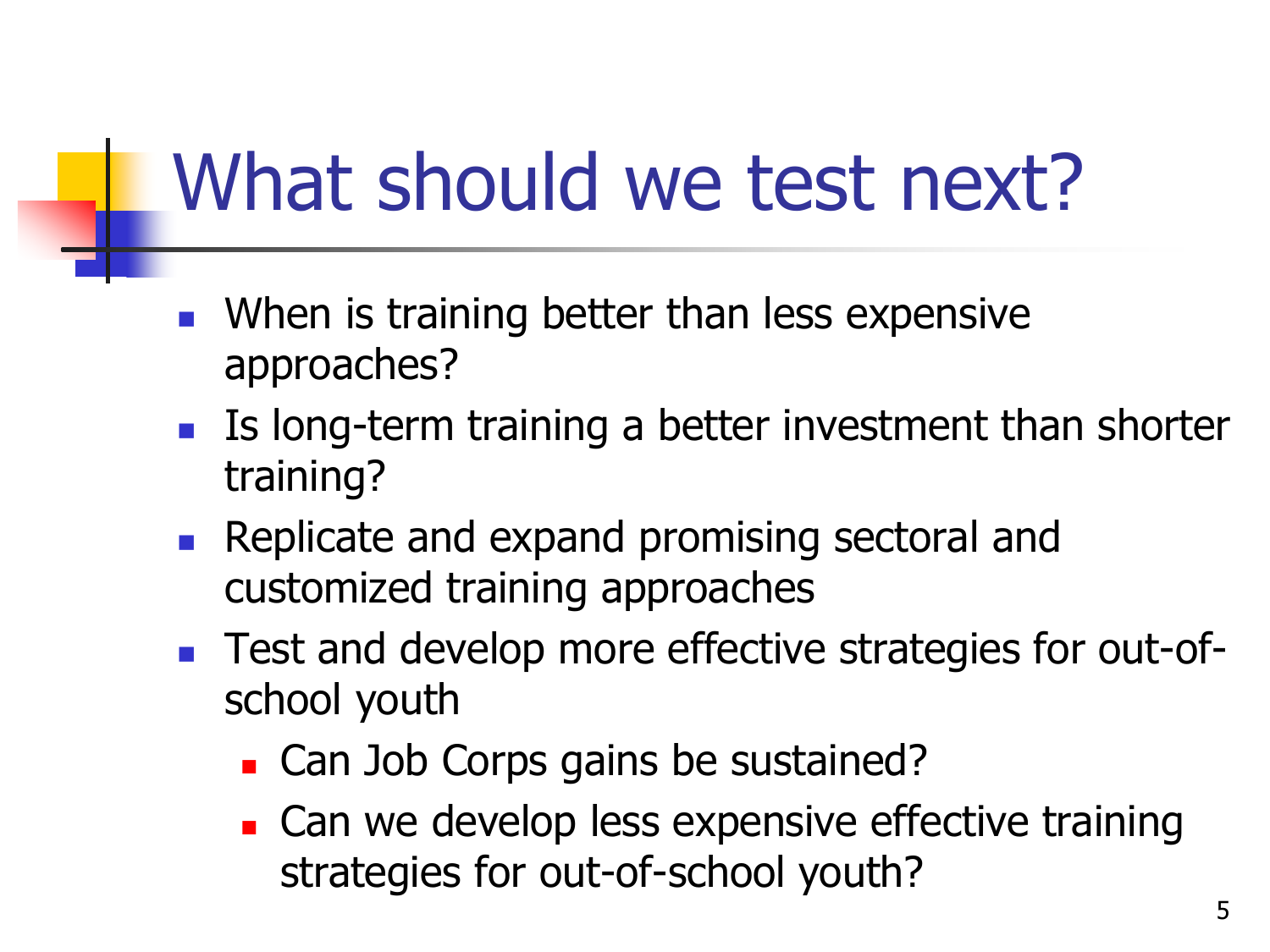# What should we test next?

- When is training better than less expensive approaches?
- Is long-term training a better investment than shorter training?
- Replicate and expand promising sectoral and customized training approaches
- Test and develop more effective strategies for out-of-school youth
  - Can Job Corps gains be sustained?
  - Can we develop less expensive effective training strategies for out-of-school youth?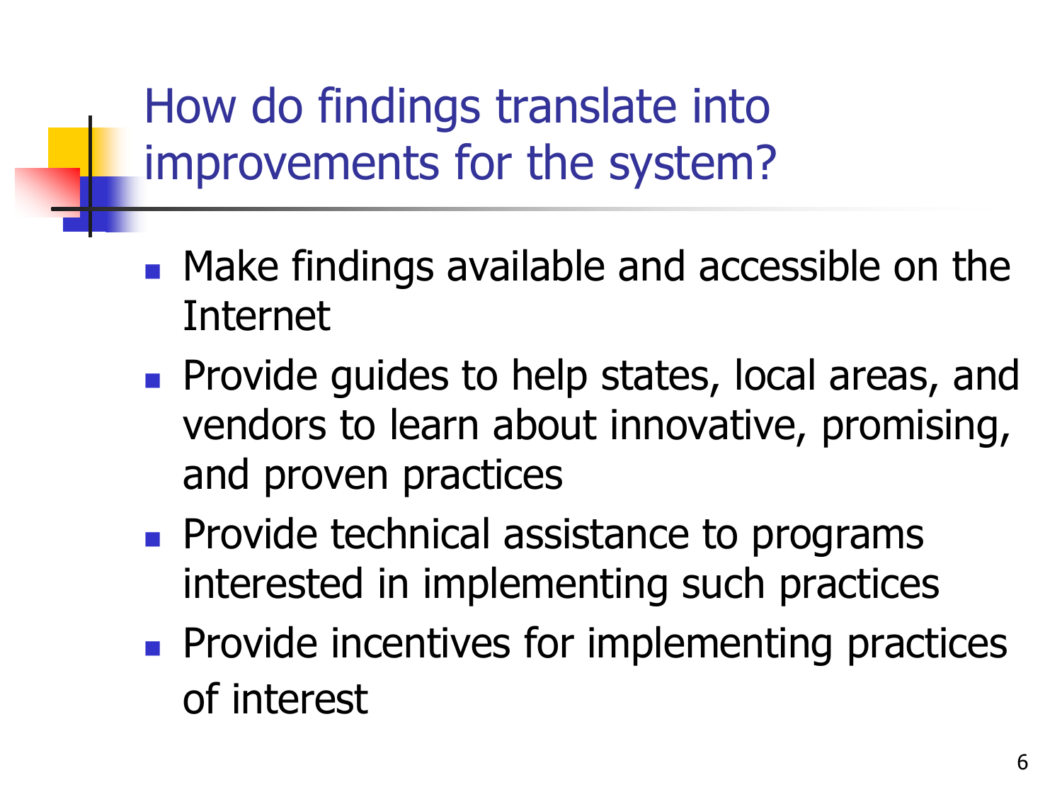# How do findings translate into improvements for the system?

- Make findings available and accessible on the Internet
- Provide guides to help states, local areas, and vendors to learn about innovative, promising, and proven practices
- Provide technical assistance to programs interested in implementing such practices
- Provide incentives for implementing practices of interest